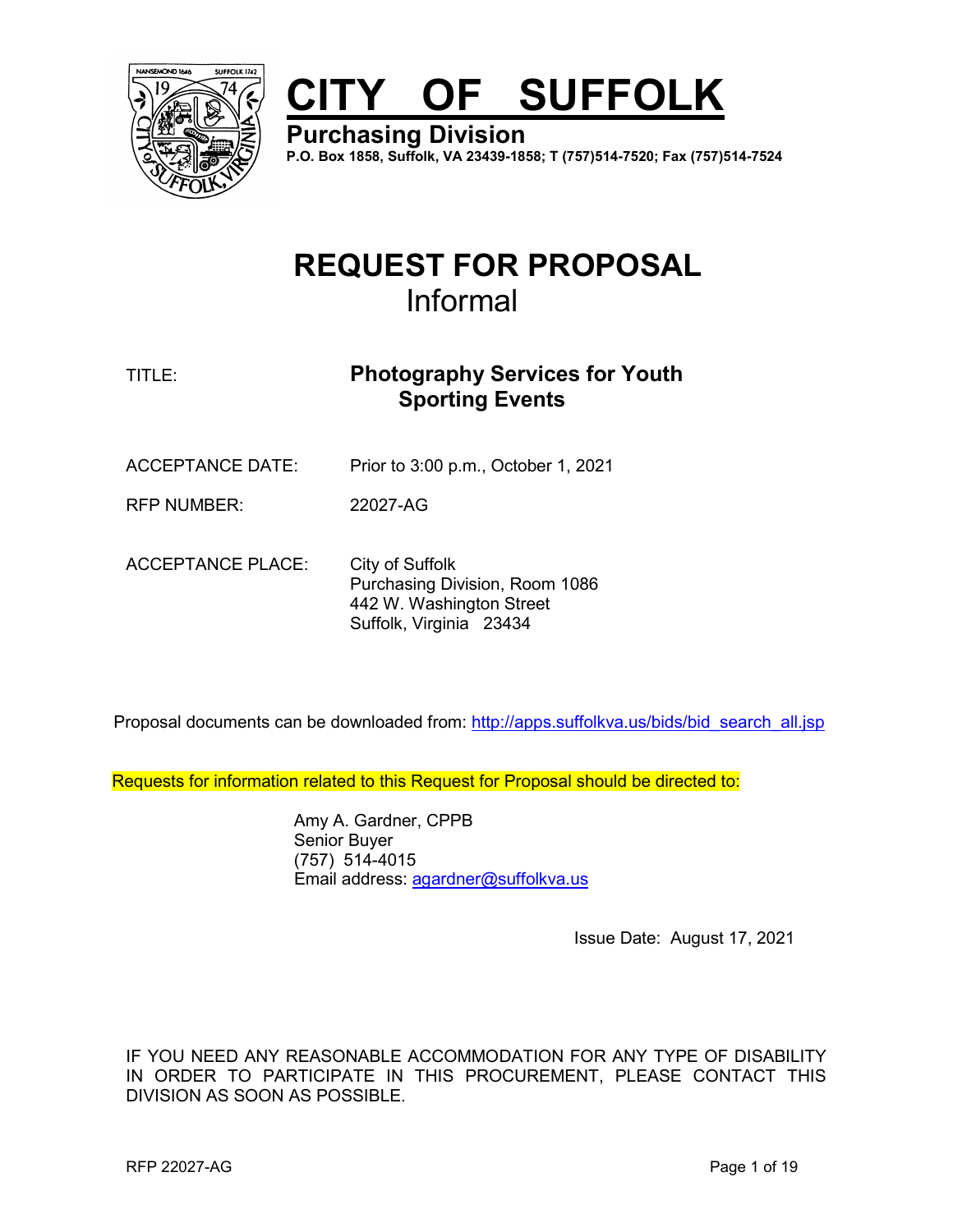# CITY OF SUFFOLK

**Purchasing Division**
**P.O. Box 1858, Suffolk, VA 23439-1858; T (757)514-7520; Fax (757)514-7524**

# REQUEST FOR PROPOSAL
## Informal

TITLE: **Photography Services for Youth Sporting Events**

ACCEPTANCE DATE: Prior to 3:00 p.m., October 1, 2021

RFP NUMBER: 22027-AG

ACCEPTANCE PLACE: City of Suffolk
Purchasing Division, Room 1086
442 W. Washington Street
Suffolk, Virginia 23434

Proposal documents can be downloaded from: http://apps.suffolkva.us/bids/bid_search_all.jsp

Requests for information related to this Request for Proposal should be directed to:

Amy A. Gardner, CPPB
Senior Buyer
(757) 514-4015
Email address: agardner@suffolkva.us

Issue Date: August 17, 2021

IF YOU NEED ANY REASONABLE ACCOMMODATION FOR ANY TYPE OF DISABILITY IN ORDER TO PARTICIPATE IN THIS PROCUREMENT, PLEASE CONTACT THIS DIVISION AS SOON AS POSSIBLE.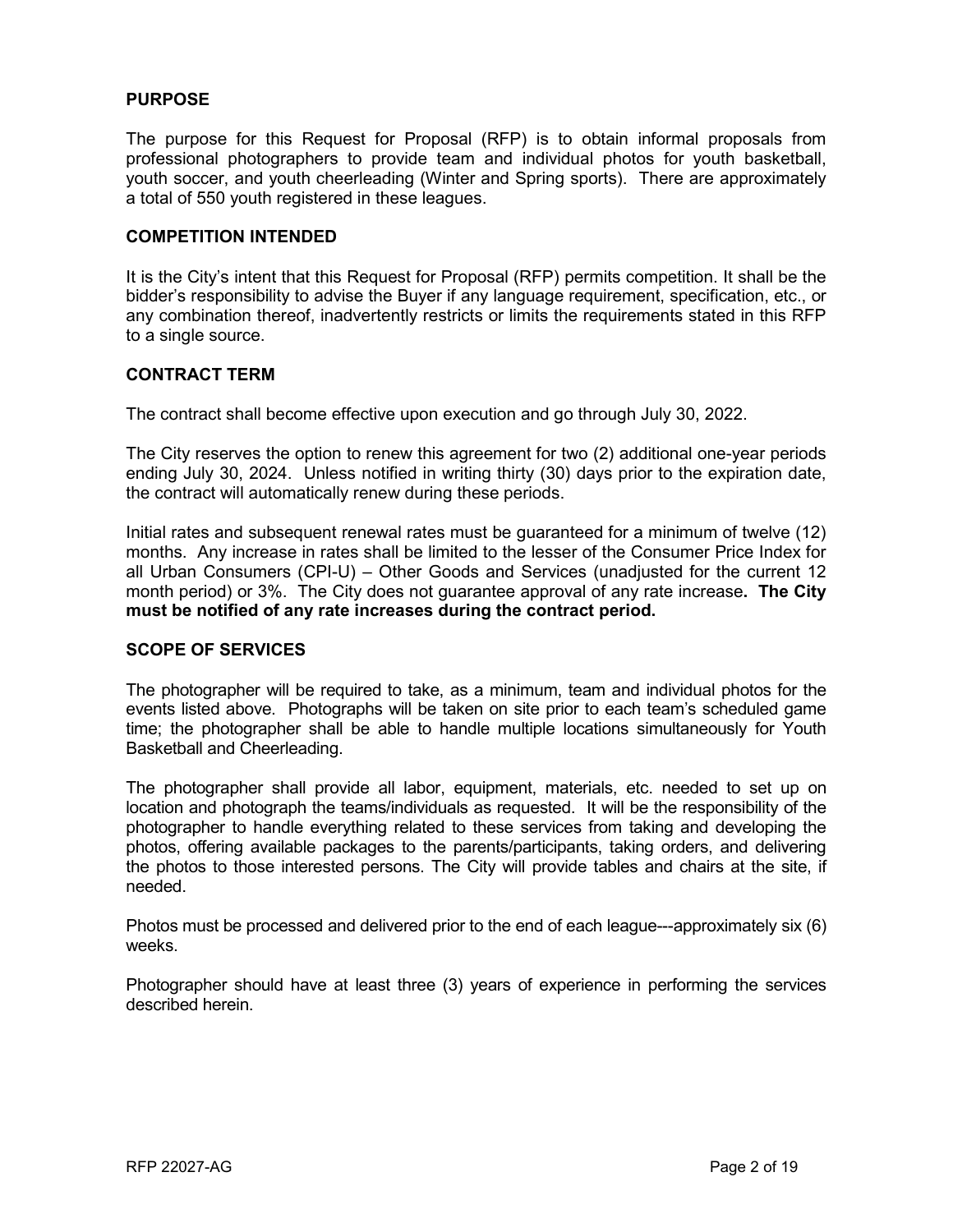## PURPOSE

The purpose for this Request for Proposal (RFP) is to obtain informal proposals from professional photographers to provide team and individual photos for youth basketball, youth soccer, and youth cheerleading (Winter and Spring sports). There are approximately a total of 550 youth registered in these leagues.

## COMPETITION INTENDED

It is the City's intent that this Request for Proposal (RFP) permits competition. It shall be the bidder's responsibility to advise the Buyer if any language requirement, specification, etc., or any combination thereof, inadvertently restricts or limits the requirements stated in this RFP to a single source.

## CONTRACT TERM

The contract shall become effective upon execution and go through July 30, 2022.

The City reserves the option to renew this agreement for two (2) additional one-year periods ending July 30, 2024. Unless notified in writing thirty (30) days prior to the expiration date, the contract will automatically renew during these periods.

Initial rates and subsequent renewal rates must be guaranteed for a minimum of twelve (12) months. Any increase in rates shall be limited to the lesser of the Consumer Price Index for all Urban Consumers (CPI-U) – Other Goods and Services (unadjusted for the current 12 month period) or 3%. The City does not guarantee approval of any rate increase**. The City must be notified of any rate increases during the contract period.**

## SCOPE OF SERVICES

The photographer will be required to take, as a minimum, team and individual photos for the events listed above. Photographs will be taken on site prior to each team's scheduled game time; the photographer shall be able to handle multiple locations simultaneously for Youth Basketball and Cheerleading.

The photographer shall provide all labor, equipment, materials, etc. needed to set up on location and photograph the teams/individuals as requested. It will be the responsibility of the photographer to handle everything related to these services from taking and developing the photos, offering available packages to the parents/participants, taking orders, and delivering the photos to those interested persons. The City will provide tables and chairs at the site, if needed.

Photos must be processed and delivered prior to the end of each league---approximately six (6) weeks.

Photographer should have at least three (3) years of experience in performing the services described herein.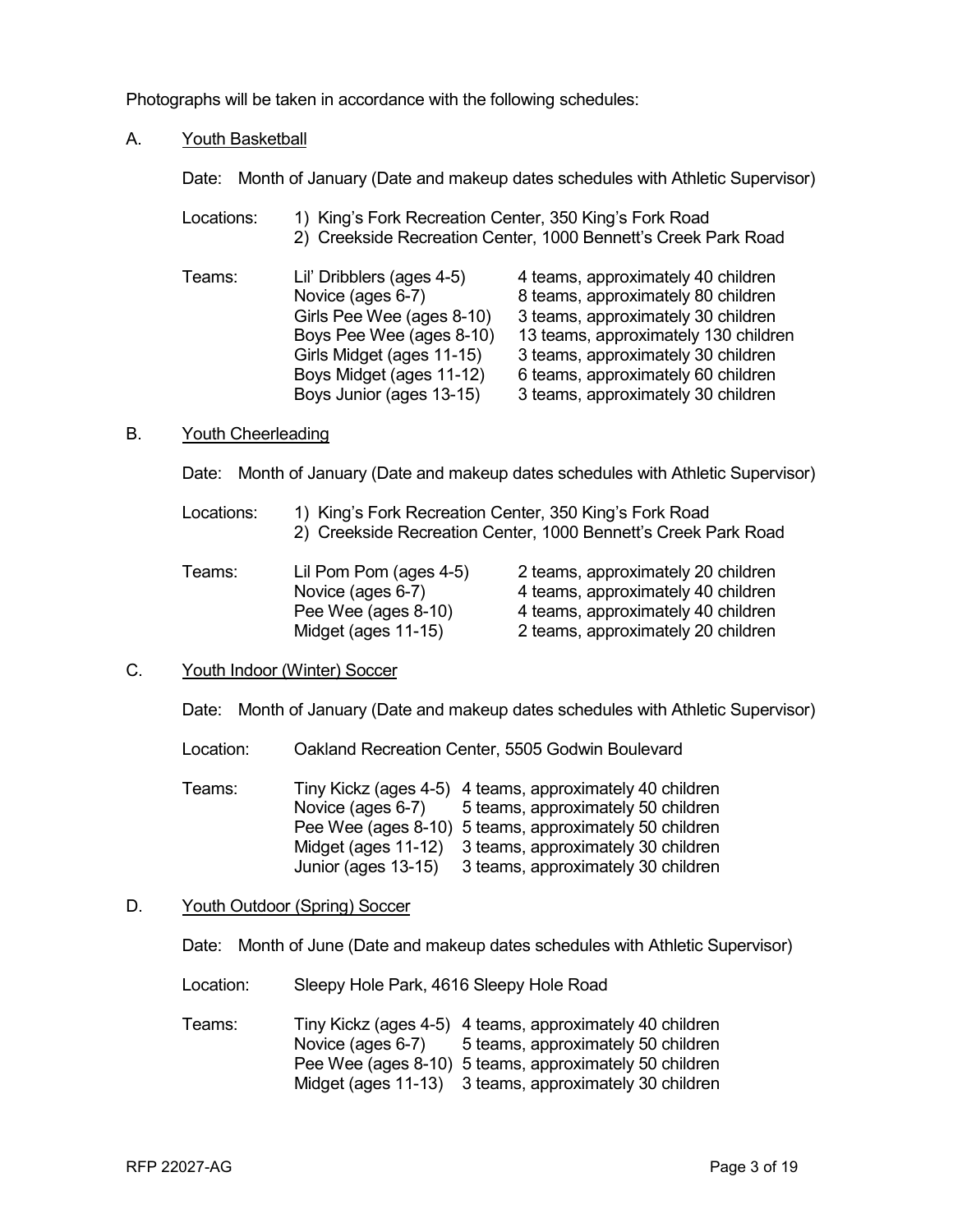Photographs will be taken in accordance with the following schedules:

A. <u>Youth Basketball</u>

Date: Month of January (Date and makeup dates schedules with Athletic Supervisor)

Locations:
1) King's Fork Recreation Center, 350 King's Fork Road
2) Creekside Recreation Center, 1000 Bennett's Creek Park Road

Teams:

| | |
|---|---|
| Lil' Dribblers (ages 4-5) | 4 teams, approximately 40 children |
| Novice (ages 6-7) | 8 teams, approximately 80 children |
| Girls Pee Wee (ages 8-10) | 3 teams, approximately 30 children |
| Boys Pee Wee (ages 8-10) | 13 teams, approximately 130 children |
| Girls Midget (ages 11-15) | 3 teams, approximately 30 children |
| Boys Midget (ages 11-12) | 6 teams, approximately 60 children |
| Boys Junior (ages 13-15) | 3 teams, approximately 30 children |

B. <u>Youth Cheerleading</u>

Date: Month of January (Date and makeup dates schedules with Athletic Supervisor)

Locations:
1) King's Fork Recreation Center, 350 King's Fork Road
2) Creekside Recreation Center, 1000 Bennett's Creek Park Road

Teams:

| | |
|---|---|
| Lil Pom Pom (ages 4-5) | 2 teams, approximately 20 children |
| Novice (ages 6-7) | 4 teams, approximately 40 children |
| Pee Wee (ages 8-10) | 4 teams, approximately 40 children |
| Midget (ages 11-15) | 2 teams, approximately 20 children |

C. <u>Youth Indoor (Winter) Soccer</u>

Date: Month of January (Date and makeup dates schedules with Athletic Supervisor)

Location: Oakland Recreation Center, 5505 Godwin Boulevard

Teams:

| | |
|---|---|
| Tiny Kickz (ages 4-5) | 4 teams, approximately 40 children |
| Novice (ages 6-7) | 5 teams, approximately 50 children |
| Pee Wee (ages 8-10) | 5 teams, approximately 50 children |
| Midget (ages 11-12) | 3 teams, approximately 30 children |
| Junior (ages 13-15) | 3 teams, approximately 30 children |

D. <u>Youth Outdoor (Spring) Soccer</u>

Date: Month of June (Date and makeup dates schedules with Athletic Supervisor)

Location: Sleepy Hole Park, 4616 Sleepy Hole Road

Teams:

| | |
|---|---|
| Tiny Kickz (ages 4-5) | 4 teams, approximately 40 children |
| Novice (ages 6-7) | 5 teams, approximately 50 children |
| Pee Wee (ages 8-10) | 5 teams, approximately 50 children |
| Midget (ages 11-13) | 3 teams, approximately 30 children |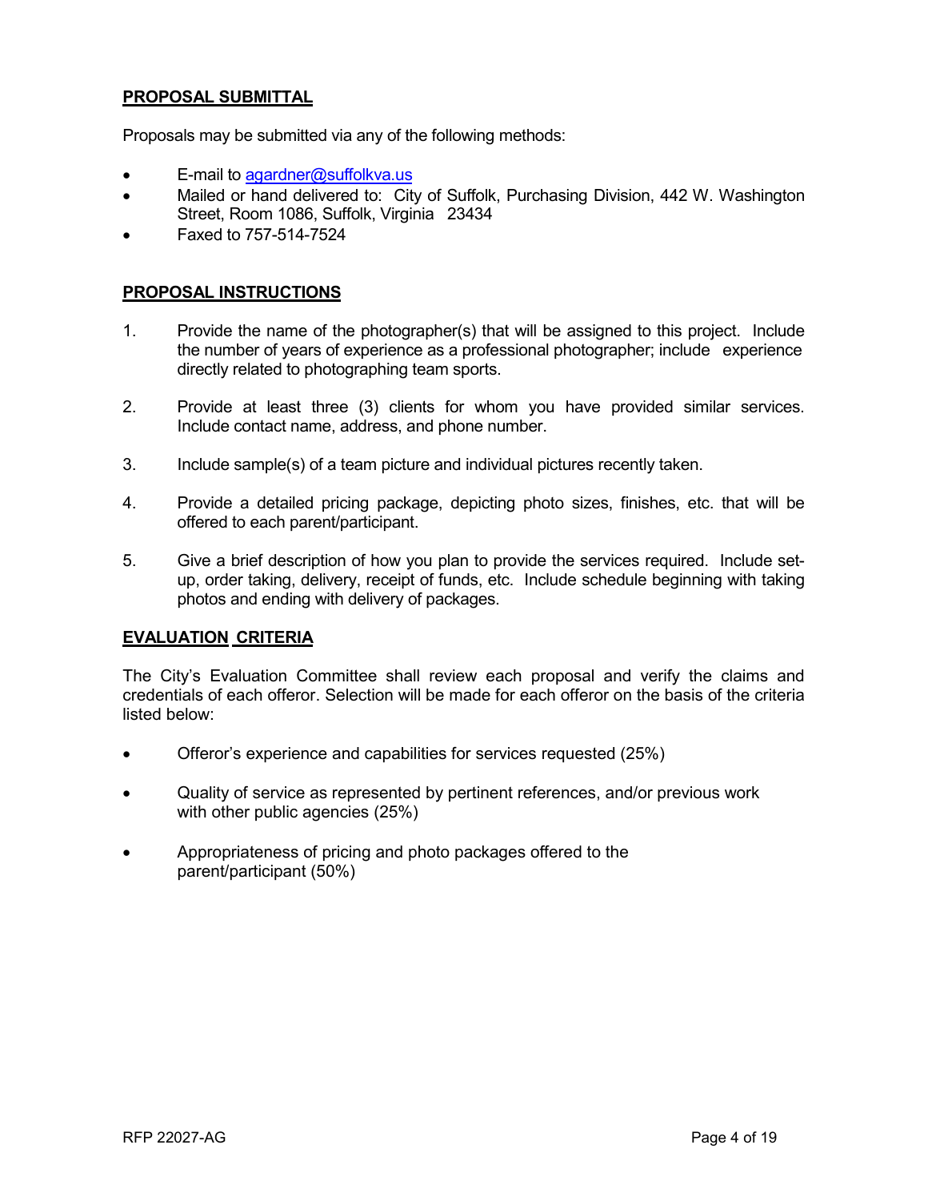## PROPOSAL SUBMITTAL

Proposals may be submitted via any of the following methods:

- E-mail to agardner@suffolkva.us
- Mailed or hand delivered to: City of Suffolk, Purchasing Division, 442 W. Washington Street, Room 1086, Suffolk, Virginia 23434
- Faxed to 757-514-7524

## PROPOSAL INSTRUCTIONS

1. Provide the name of the photographer(s) that will be assigned to this project. Include the number of years of experience as a professional photographer; include experience directly related to photographing team sports.

2. Provide at least three (3) clients for whom you have provided similar services. Include contact name, address, and phone number.

3. Include sample(s) of a team picture and individual pictures recently taken.

4. Provide a detailed pricing package, depicting photo sizes, finishes, etc. that will be offered to each parent/participant.

5. Give a brief description of how you plan to provide the services required. Include set-up, order taking, delivery, receipt of funds, etc. Include schedule beginning with taking photos and ending with delivery of packages.

## EVALUATION CRITERIA

The City's Evaluation Committee shall review each proposal and verify the claims and credentials of each offeror. Selection will be made for each offeror on the basis of the criteria listed below:

- Offeror's experience and capabilities for services requested (25%)
- Quality of service as represented by pertinent references, and/or previous work with other public agencies (25%)
- Appropriateness of pricing and photo packages offered to the parent/participant (50%)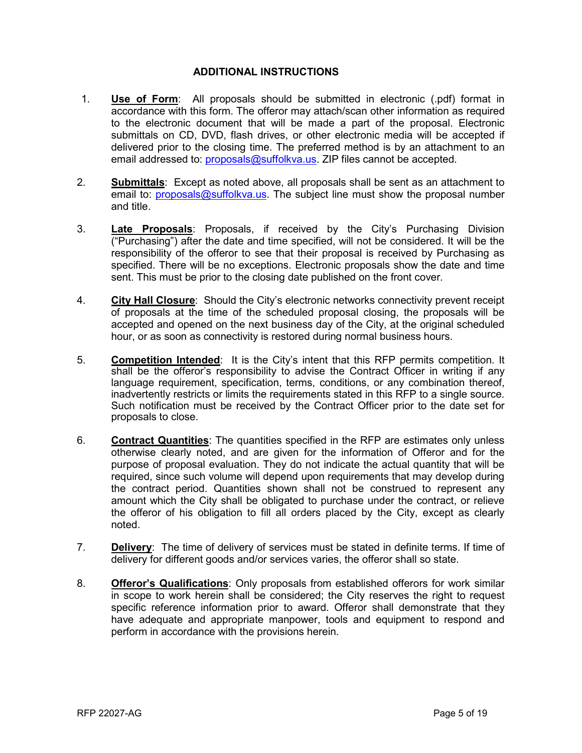## ADDITIONAL INSTRUCTIONS

1. **Use of Form**: All proposals should be submitted in electronic (.pdf) format in accordance with this form. The offeror may attach/scan other information as required to the electronic document that will be made a part of the proposal. Electronic submittals on CD, DVD, flash drives, or other electronic media will be accepted if delivered prior to the closing time. The preferred method is by an attachment to an email addressed to: proposals@suffolkva.us. ZIP files cannot be accepted.

2. **Submittals**: Except as noted above, all proposals shall be sent as an attachment to email to: proposals@suffolkva.us. The subject line must show the proposal number and title.

3. **Late Proposals**: Proposals, if received by the City's Purchasing Division ("Purchasing") after the date and time specified, will not be considered. It will be the responsibility of the offeror to see that their proposal is received by Purchasing as specified. There will be no exceptions. Electronic proposals show the date and time sent. This must be prior to the closing date published on the front cover.

4. **City Hall Closure**: Should the City's electronic networks connectivity prevent receipt of proposals at the time of the scheduled proposal closing, the proposals will be accepted and opened on the next business day of the City, at the original scheduled hour, or as soon as connectivity is restored during normal business hours.

5. **Competition Intended**: It is the City's intent that this RFP permits competition. It shall be the offeror's responsibility to advise the Contract Officer in writing if any language requirement, specification, terms, conditions, or any combination thereof, inadvertently restricts or limits the requirements stated in this RFP to a single source. Such notification must be received by the Contract Officer prior to the date set for proposals to close.

6. **Contract Quantities**: The quantities specified in the RFP are estimates only unless otherwise clearly noted, and are given for the information of Offeror and for the purpose of proposal evaluation. They do not indicate the actual quantity that will be required, since such volume will depend upon requirements that may develop during the contract period. Quantities shown shall not be construed to represent any amount which the City shall be obligated to purchase under the contract, or relieve the offeror of his obligation to fill all orders placed by the City, except as clearly noted.

7. **Delivery**: The time of delivery of services must be stated in definite terms. If time of delivery for different goods and/or services varies, the offeror shall so state.

8. **Offeror's Qualifications**: Only proposals from established offerors for work similar in scope to work herein shall be considered; the City reserves the right to request specific reference information prior to award. Offeror shall demonstrate that they have adequate and appropriate manpower, tools and equipment to respond and perform in accordance with the provisions herein.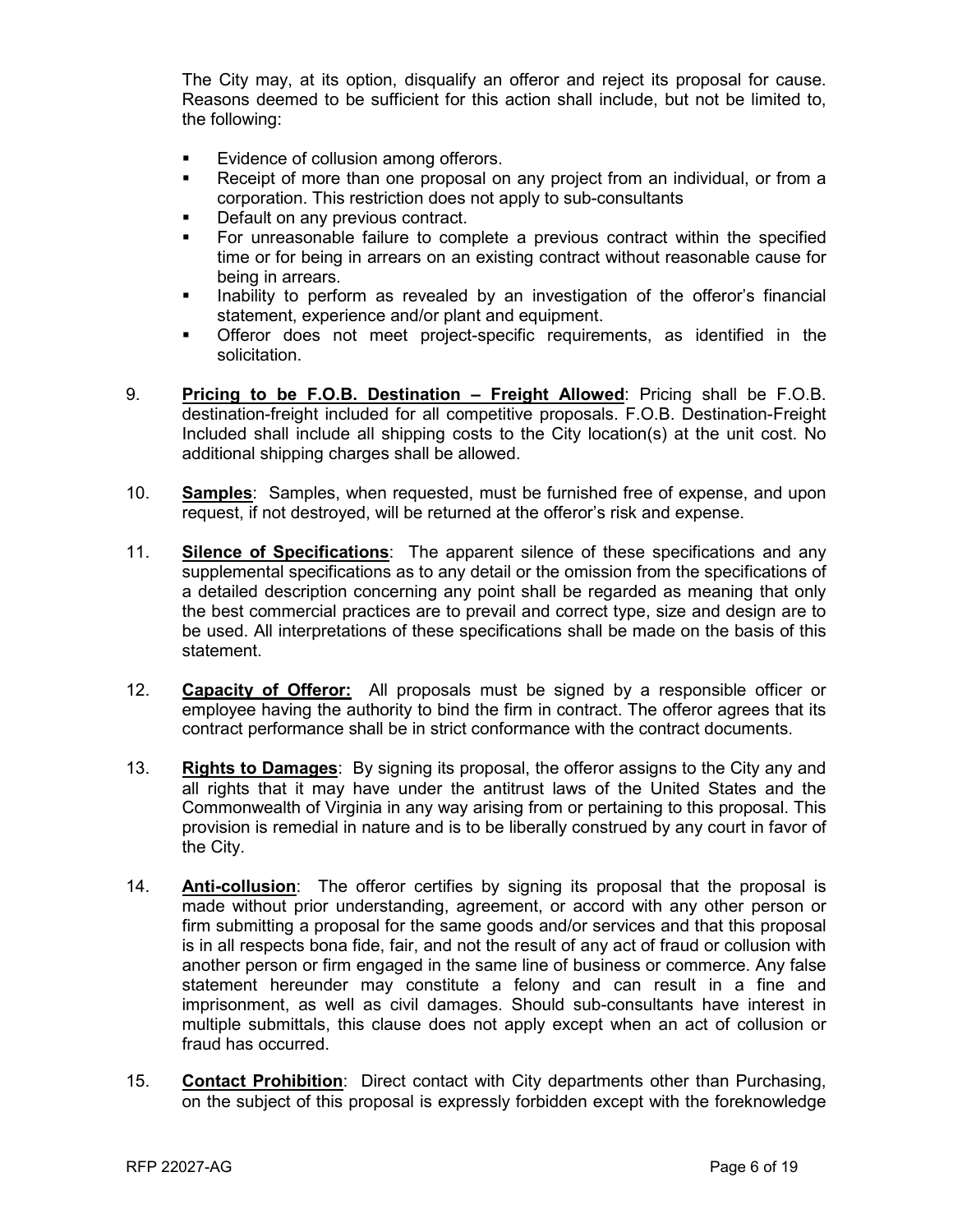The City may, at its option, disqualify an offeror and reject its proposal for cause. Reasons deemed to be sufficient for this action shall include, but not be limited to, the following:

- Evidence of collusion among offerors.
- Receipt of more than one proposal on any project from an individual, or from a corporation. This restriction does not apply to sub-consultants
- Default on any previous contract.
- For unreasonable failure to complete a previous contract within the specified time or for being in arrears on an existing contract without reasonable cause for being in arrears.
- Inability to perform as revealed by an investigation of the offeror's financial statement, experience and/or plant and equipment.
- Offeror does not meet project-specific requirements, as identified in the solicitation.

9. **Pricing to be F.O.B. Destination – Freight Allowed**: Pricing shall be F.O.B. destination-freight included for all competitive proposals. F.O.B. Destination-Freight Included shall include all shipping costs to the City location(s) at the unit cost. No additional shipping charges shall be allowed.

10. **Samples**: Samples, when requested, must be furnished free of expense, and upon request, if not destroyed, will be returned at the offeror's risk and expense.

11. **Silence of Specifications**: The apparent silence of these specifications and any supplemental specifications as to any detail or the omission from the specifications of a detailed description concerning any point shall be regarded as meaning that only the best commercial practices are to prevail and correct type, size and design are to be used. All interpretations of these specifications shall be made on the basis of this statement.

12. **Capacity of Offeror:** All proposals must be signed by a responsible officer or employee having the authority to bind the firm in contract. The offeror agrees that its contract performance shall be in strict conformance with the contract documents.

13. **Rights to Damages**: By signing its proposal, the offeror assigns to the City any and all rights that it may have under the antitrust laws of the United States and the Commonwealth of Virginia in any way arising from or pertaining to this proposal. This provision is remedial in nature and is to be liberally construed by any court in favor of the City.

14. **Anti-collusion**: The offeror certifies by signing its proposal that the proposal is made without prior understanding, agreement, or accord with any other person or firm submitting a proposal for the same goods and/or services and that this proposal is in all respects bona fide, fair, and not the result of any act of fraud or collusion with another person or firm engaged in the same line of business or commerce. Any false statement hereunder may constitute a felony and can result in a fine and imprisonment, as well as civil damages. Should sub-consultants have interest in multiple submittals, this clause does not apply except when an act of collusion or fraud has occurred.

15. **Contact Prohibition**: Direct contact with City departments other than Purchasing, on the subject of this proposal is expressly forbidden except with the foreknowledge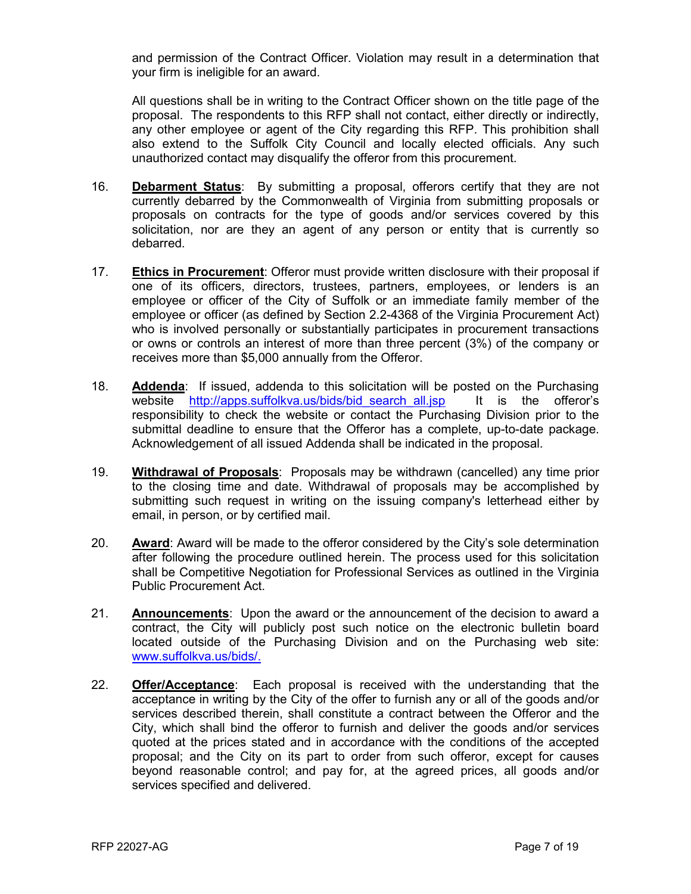and permission of the Contract Officer. Violation may result in a determination that your firm is ineligible for an award.

All questions shall be in writing to the Contract Officer shown on the title page of the proposal. The respondents to this RFP shall not contact, either directly or indirectly, any other employee or agent of the City regarding this RFP. This prohibition shall also extend to the Suffolk City Council and locally elected officials. Any such unauthorized contact may disqualify the offeror from this procurement.

16. **Debarment Status**: By submitting a proposal, offerors certify that they are not currently debarred by the Commonwealth of Virginia from submitting proposals or proposals on contracts for the type of goods and/or services covered by this solicitation, nor are they an agent of any person or entity that is currently so debarred.

17. **Ethics in Procurement**: Offeror must provide written disclosure with their proposal if one of its officers, directors, trustees, partners, employees, or lenders is an employee or officer of the City of Suffolk or an immediate family member of the employee or officer (as defined by Section 2.2-4368 of the Virginia Procurement Act) who is involved personally or substantially participates in procurement transactions or owns or controls an interest of more than three percent (3%) of the company or receives more than $5,000 annually from the Offeror.

18. **Addenda**: If issued, addenda to this solicitation will be posted on the Purchasing website http://apps.suffolkva.us/bids/bid_search_all.jsp It is the offeror's responsibility to check the website or contact the Purchasing Division prior to the submittal deadline to ensure that the Offeror has a complete, up-to-date package. Acknowledgement of all issued Addenda shall be indicated in the proposal.

19. **Withdrawal of Proposals**: Proposals may be withdrawn (cancelled) any time prior to the closing time and date. Withdrawal of proposals may be accomplished by submitting such request in writing on the issuing company's letterhead either by email, in person, or by certified mail.

20. **Award**: Award will be made to the offeror considered by the City's sole determination after following the procedure outlined herein. The process used for this solicitation shall be Competitive Negotiation for Professional Services as outlined in the Virginia Public Procurement Act.

21. **Announcements**: Upon the award or the announcement of the decision to award a contract, the City will publicly post such notice on the electronic bulletin board located outside of the Purchasing Division and on the Purchasing web site: www.suffolkva.us/bids/.

22. **Offer/Acceptance**: Each proposal is received with the understanding that the acceptance in writing by the City of the offer to furnish any or all of the goods and/or services described therein, shall constitute a contract between the Offeror and the City, which shall bind the offeror to furnish and deliver the goods and/or services quoted at the prices stated and in accordance with the conditions of the accepted proposal; and the City on its part to order from such offeror, except for causes beyond reasonable control; and pay for, at the agreed prices, all goods and/or services specified and delivered.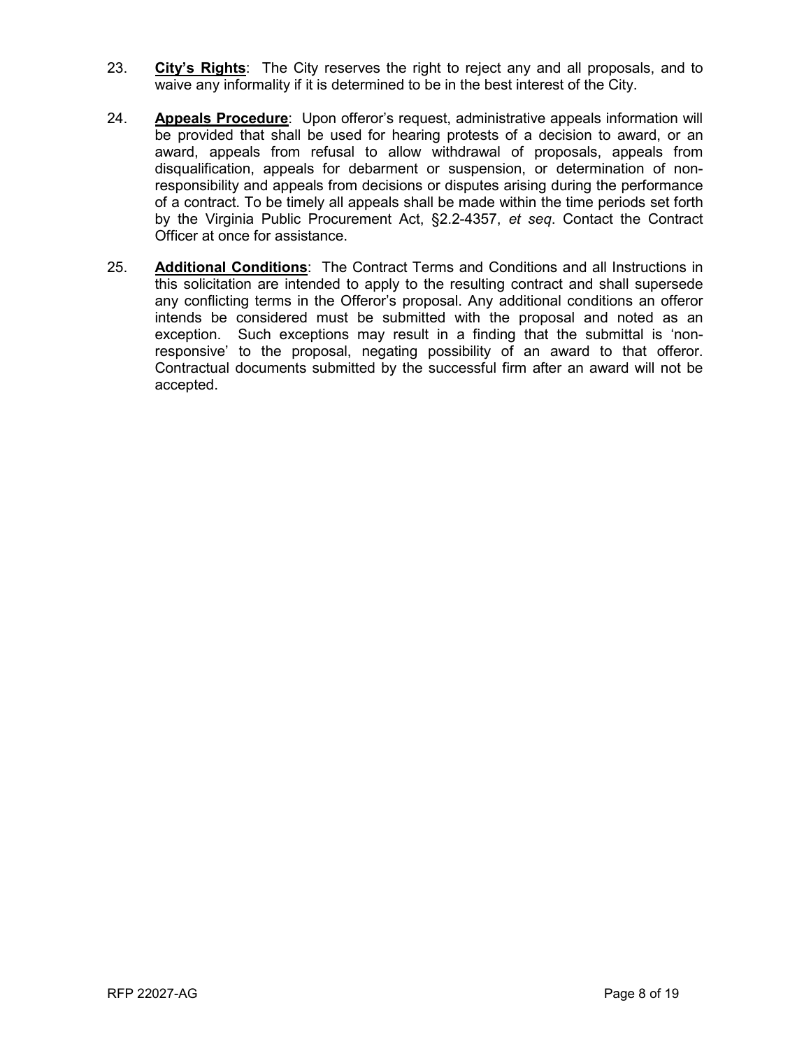23. **City's Rights**: The City reserves the right to reject any and all proposals, and to waive any informality if it is determined to be in the best interest of the City.

24. **Appeals Procedure**: Upon offeror's request, administrative appeals information will be provided that shall be used for hearing protests of a decision to award, or an award, appeals from refusal to allow withdrawal of proposals, appeals from disqualification, appeals for debarment or suspension, or determination of non-responsibility and appeals from decisions or disputes arising during the performance of a contract. To be timely all appeals shall be made within the time periods set forth by the Virginia Public Procurement Act, §2.2-4357, *et seq*. Contact the Contract Officer at once for assistance.

25. **Additional Conditions**: The Contract Terms and Conditions and all Instructions in this solicitation are intended to apply to the resulting contract and shall supersede any conflicting terms in the Offeror's proposal. Any additional conditions an offeror intends be considered must be submitted with the proposal and noted as an exception. Such exceptions may result in a finding that the submittal is 'non-responsive' to the proposal, negating possibility of an award to that offeror. Contractual documents submitted by the successful firm after an award will not be accepted.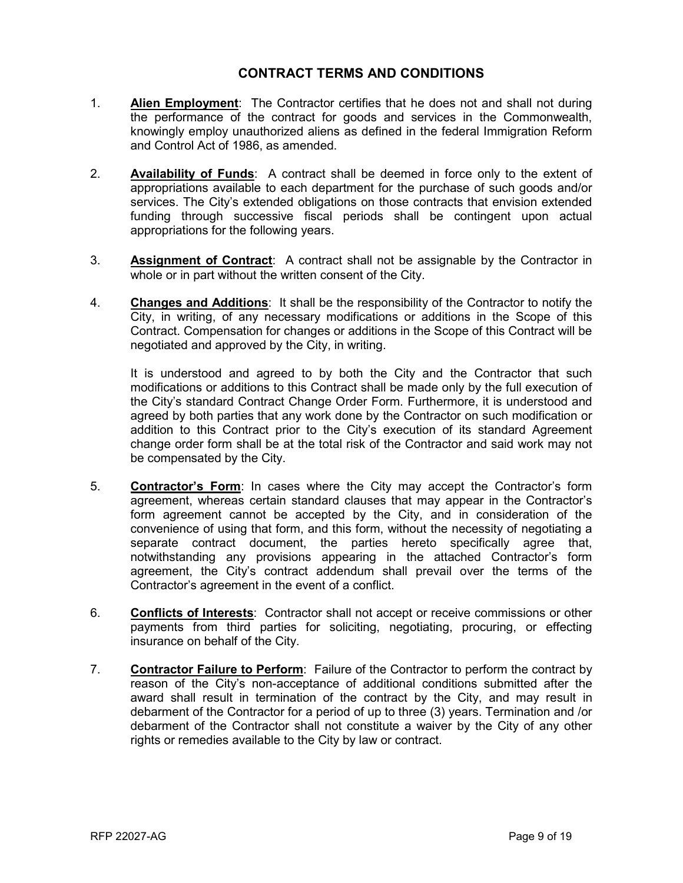## CONTRACT TERMS AND CONDITIONS

1. **Alien Employment**: The Contractor certifies that he does not and shall not during the performance of the contract for goods and services in the Commonwealth, knowingly employ unauthorized aliens as defined in the federal Immigration Reform and Control Act of 1986, as amended.

2. **Availability of Funds**: A contract shall be deemed in force only to the extent of appropriations available to each department for the purchase of such goods and/or services. The City's extended obligations on those contracts that envision extended funding through successive fiscal periods shall be contingent upon actual appropriations for the following years.

3. **Assignment of Contract**: A contract shall not be assignable by the Contractor in whole or in part without the written consent of the City.

4. **Changes and Additions**: It shall be the responsibility of the Contractor to notify the City, in writing, of any necessary modifications or additions in the Scope of this Contract. Compensation for changes or additions in the Scope of this Contract will be negotiated and approved by the City, in writing.

   It is understood and agreed to by both the City and the Contractor that such modifications or additions to this Contract shall be made only by the full execution of the City's standard Contract Change Order Form. Furthermore, it is understood and agreed by both parties that any work done by the Contractor on such modification or addition to this Contract prior to the City's execution of its standard Agreement change order form shall be at the total risk of the Contractor and said work may not be compensated by the City.

5. **Contractor's Form**: In cases where the City may accept the Contractor's form agreement, whereas certain standard clauses that may appear in the Contractor's form agreement cannot be accepted by the City, and in consideration of the convenience of using that form, and this form, without the necessity of negotiating a separate contract document, the parties hereto specifically agree that, notwithstanding any provisions appearing in the attached Contractor's form agreement, the City's contract addendum shall prevail over the terms of the Contractor's agreement in the event of a conflict.

6. **Conflicts of Interests**: Contractor shall not accept or receive commissions or other payments from third parties for soliciting, negotiating, procuring, or effecting insurance on behalf of the City.

7. **Contractor Failure to Perform**: Failure of the Contractor to perform the contract by reason of the City's non-acceptance of additional conditions submitted after the award shall result in termination of the contract by the City, and may result in debarment of the Contractor for a period of up to three (3) years. Termination and /or debarment of the Contractor shall not constitute a waiver by the City of any other rights or remedies available to the City by law or contract.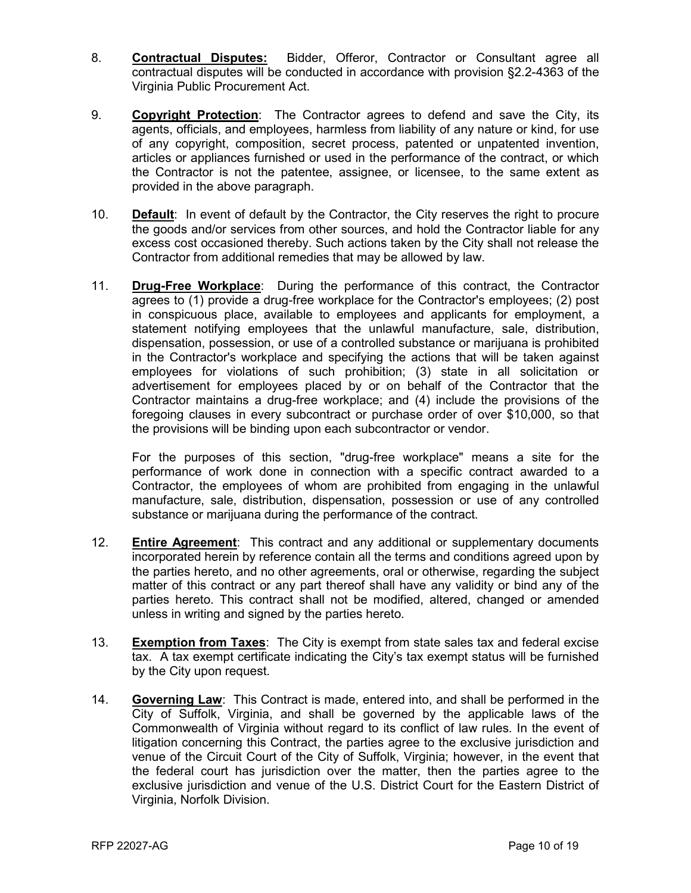8. **Contractual Disputes:** Bidder, Offeror, Contractor or Consultant agree all contractual disputes will be conducted in accordance with provision §2.2-4363 of the Virginia Public Procurement Act.

9. **Copyright Protection**: The Contractor agrees to defend and save the City, its agents, officials, and employees, harmless from liability of any nature or kind, for use of any copyright, composition, secret process, patented or unpatented invention, articles or appliances furnished or used in the performance of the contract, or which the Contractor is not the patentee, assignee, or licensee, to the same extent as provided in the above paragraph.

10. **Default**: In event of default by the Contractor, the City reserves the right to procure the goods and/or services from other sources, and hold the Contractor liable for any excess cost occasioned thereby. Such actions taken by the City shall not release the Contractor from additional remedies that may be allowed by law.

11. **Drug-Free Workplace**: During the performance of this contract, the Contractor agrees to (1) provide a drug-free workplace for the Contractor's employees; (2) post in conspicuous place, available to employees and applicants for employment, a statement notifying employees that the unlawful manufacture, sale, distribution, dispensation, possession, or use of a controlled substance or marijuana is prohibited in the Contractor's workplace and specifying the actions that will be taken against employees for violations of such prohibition; (3) state in all solicitation or advertisement for employees placed by or on behalf of the Contractor that the Contractor maintains a drug-free workplace; and (4) include the provisions of the foregoing clauses in every subcontract or purchase order of over $10,000, so that the provisions will be binding upon each subcontractor or vendor.

    For the purposes of this section, "drug-free workplace" means a site for the performance of work done in connection with a specific contract awarded to a Contractor, the employees of whom are prohibited from engaging in the unlawful manufacture, sale, distribution, dispensation, possession or use of any controlled substance or marijuana during the performance of the contract.

12. **Entire Agreement**: This contract and any additional or supplementary documents incorporated herein by reference contain all the terms and conditions agreed upon by the parties hereto, and no other agreements, oral or otherwise, regarding the subject matter of this contract or any part thereof shall have any validity or bind any of the parties hereto. This contract shall not be modified, altered, changed or amended unless in writing and signed by the parties hereto.

13. **Exemption from Taxes**: The City is exempt from state sales tax and federal excise tax. A tax exempt certificate indicating the City's tax exempt status will be furnished by the City upon request.

14. **Governing Law**: This Contract is made, entered into, and shall be performed in the City of Suffolk, Virginia, and shall be governed by the applicable laws of the Commonwealth of Virginia without regard to its conflict of law rules. In the event of litigation concerning this Contract, the parties agree to the exclusive jurisdiction and venue of the Circuit Court of the City of Suffolk, Virginia; however, in the event that the federal court has jurisdiction over the matter, then the parties agree to the exclusive jurisdiction and venue of the U.S. District Court for the Eastern District of Virginia, Norfolk Division.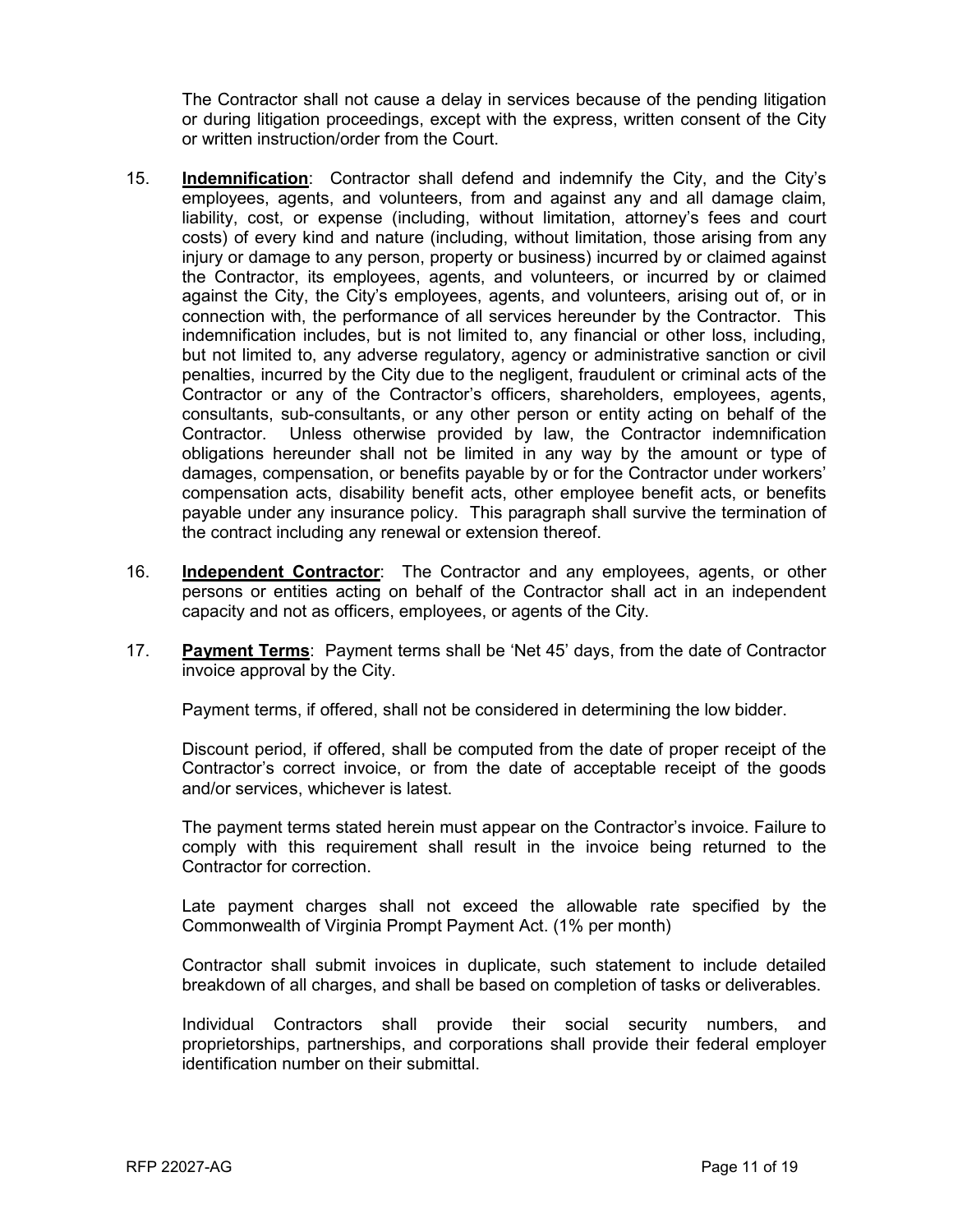The Contractor shall not cause a delay in services because of the pending litigation or during litigation proceedings, except with the express, written consent of the City or written instruction/order from the Court.

15. **Indemnification**: Contractor shall defend and indemnify the City, and the City's employees, agents, and volunteers, from and against any and all damage claim, liability, cost, or expense (including, without limitation, attorney's fees and court costs) of every kind and nature (including, without limitation, those arising from any injury or damage to any person, property or business) incurred by or claimed against the Contractor, its employees, agents, and volunteers, or incurred by or claimed against the City, the City's employees, agents, and volunteers, arising out of, or in connection with, the performance of all services hereunder by the Contractor. This indemnification includes, but is not limited to, any financial or other loss, including, but not limited to, any adverse regulatory, agency or administrative sanction or civil penalties, incurred by the City due to the negligent, fraudulent or criminal acts of the Contractor or any of the Contractor's officers, shareholders, employees, agents, consultants, sub-consultants, or any other person or entity acting on behalf of the Contractor. Unless otherwise provided by law, the Contractor indemnification obligations hereunder shall not be limited in any way by the amount or type of damages, compensation, or benefits payable by or for the Contractor under workers' compensation acts, disability benefit acts, other employee benefit acts, or benefits payable under any insurance policy. This paragraph shall survive the termination of the contract including any renewal or extension thereof.

16. **Independent Contractor**: The Contractor and any employees, agents, or other persons or entities acting on behalf of the Contractor shall act in an independent capacity and not as officers, employees, or agents of the City.

17. **Payment Terms**: Payment terms shall be 'Net 45' days, from the date of Contractor invoice approval by the City.

    Payment terms, if offered, shall not be considered in determining the low bidder.

    Discount period, if offered, shall be computed from the date of proper receipt of the Contractor's correct invoice, or from the date of acceptable receipt of the goods and/or services, whichever is latest.

    The payment terms stated herein must appear on the Contractor's invoice. Failure to comply with this requirement shall result in the invoice being returned to the Contractor for correction.

    Late payment charges shall not exceed the allowable rate specified by the Commonwealth of Virginia Prompt Payment Act. (1% per month)

    Contractor shall submit invoices in duplicate, such statement to include detailed breakdown of all charges, and shall be based on completion of tasks or deliverables.

    Individual Contractors shall provide their social security numbers, and proprietorships, partnerships, and corporations shall provide their federal employer identification number on their submittal.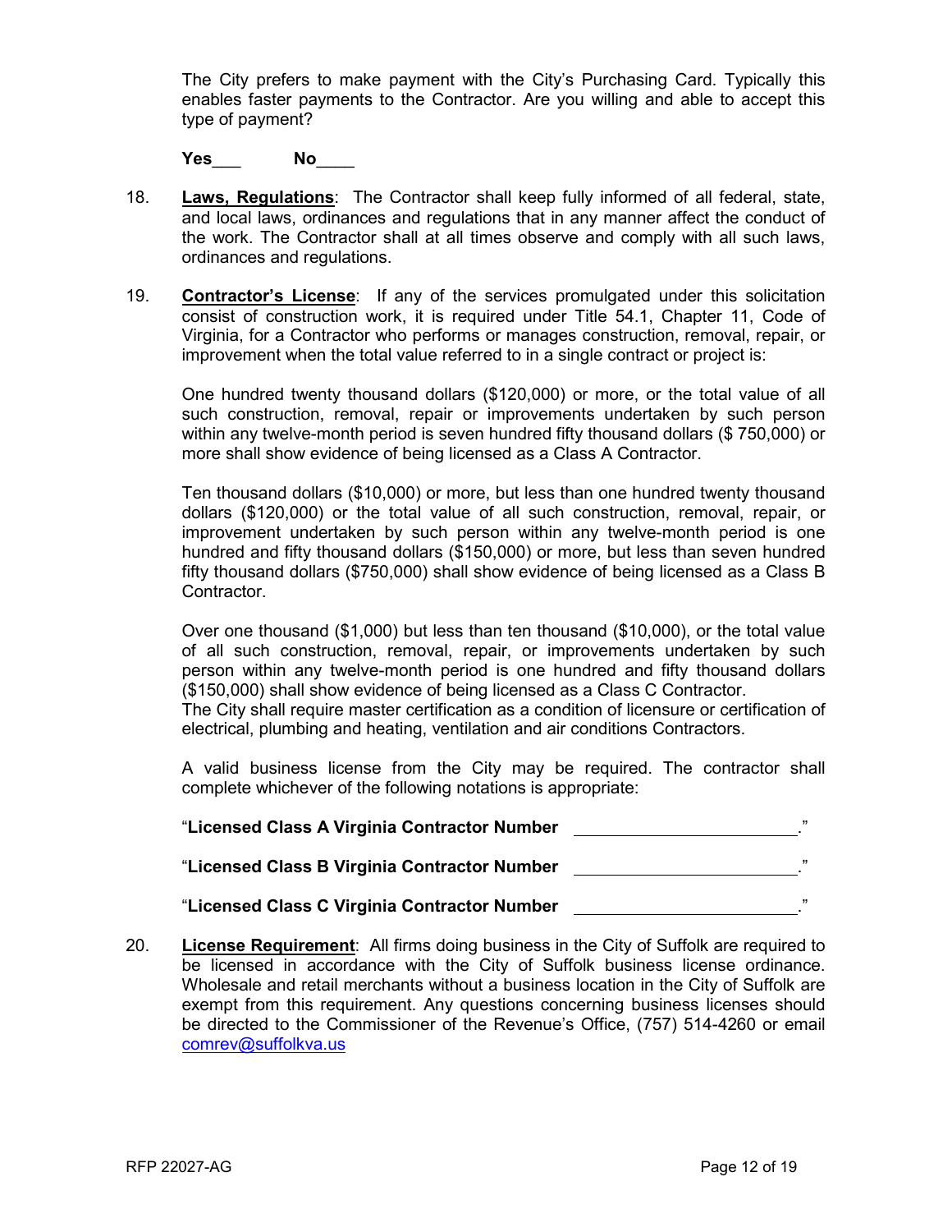The City prefers to make payment with the City's Purchasing Card. Typically this enables faster payments to the Contractor. Are you willing and able to accept this type of payment?

**Yes**___ **No**____

18. **Laws, Regulations**: The Contractor shall keep fully informed of all federal, state, and local laws, ordinances and regulations that in any manner affect the conduct of the work. The Contractor shall at all times observe and comply with all such laws, ordinances and regulations.

19. **Contractor's License**: If any of the services promulgated under this solicitation consist of construction work, it is required under Title 54.1, Chapter 11, Code of Virginia, for a Contractor who performs or manages construction, removal, repair, or improvement when the total value referred to in a single contract or project is:

    One hundred twenty thousand dollars ($120,000) or more, or the total value of all such construction, removal, repair or improvements undertaken by such person within any twelve-month period is seven hundred fifty thousand dollars ($ 750,000) or more shall show evidence of being licensed as a Class A Contractor.

    Ten thousand dollars ($10,000) or more, but less than one hundred twenty thousand dollars ($120,000) or the total value of all such construction, removal, repair, or improvement undertaken by such person within any twelve-month period is one hundred and fifty thousand dollars ($150,000) or more, but less than seven hundred fifty thousand dollars ($750,000) shall show evidence of being licensed as a Class B Contractor.

    Over one thousand ($1,000) but less than ten thousand ($10,000), or the total value of all such construction, removal, repair, or improvements undertaken by such person within any twelve-month period is one hundred and fifty thousand dollars ($150,000) shall show evidence of being licensed as a Class C Contractor.
    The City shall require master certification as a condition of licensure or certification of electrical, plumbing and heating, ventilation and air conditions Contractors.

    A valid business license from the City may be required. The contractor shall complete whichever of the following notations is appropriate:

    "**Licensed Class A Virginia Contractor Number** ________________________."

    "**Licensed Class B Virginia Contractor Number** ________________________."

    "**Licensed Class C Virginia Contractor Number** ________________________."

20. **License Requirement**: All firms doing business in the City of Suffolk are required to be licensed in accordance with the City of Suffolk business license ordinance. Wholesale and retail merchants without a business location in the City of Suffolk are exempt from this requirement. Any questions concerning business licenses should be directed to the Commissioner of the Revenue's Office, (757) 514-4260 or email comrev@suffolkva.us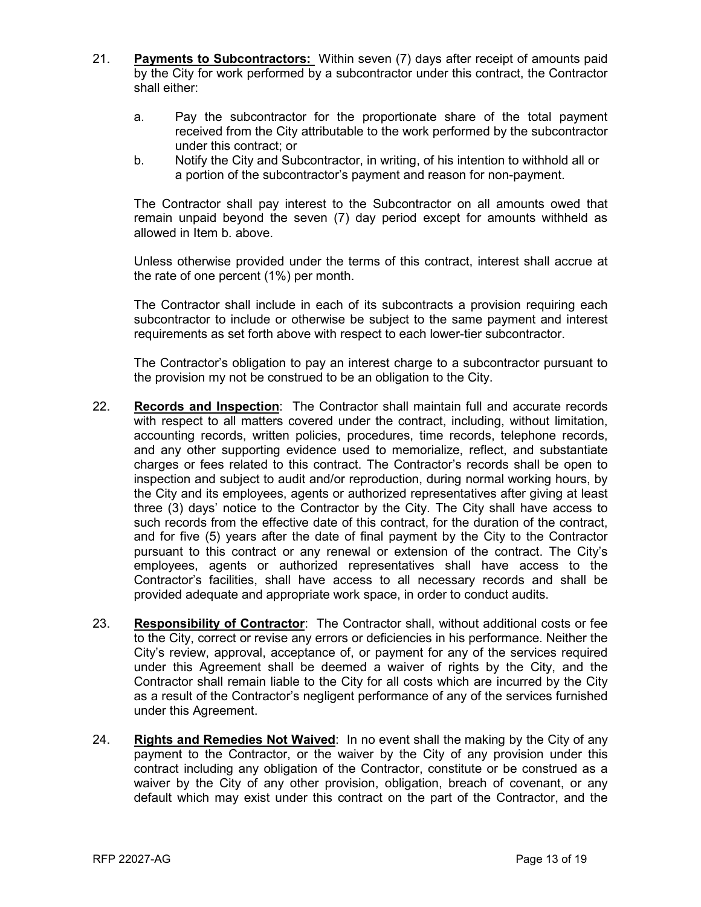21. **Payments to Subcontractors:** Within seven (7) days after receipt of amounts paid by the City for work performed by a subcontractor under this contract, the Contractor shall either:

    a. Pay the subcontractor for the proportionate share of the total payment received from the City attributable to the work performed by the subcontractor under this contract; or

    b. Notify the City and Subcontractor, in writing, of his intention to withhold all or a portion of the subcontractor's payment and reason for non-payment.

    The Contractor shall pay interest to the Subcontractor on all amounts owed that remain unpaid beyond the seven (7) day period except for amounts withheld as allowed in Item b. above.

    Unless otherwise provided under the terms of this contract, interest shall accrue at the rate of one percent (1%) per month.

    The Contractor shall include in each of its subcontracts a provision requiring each subcontractor to include or otherwise be subject to the same payment and interest requirements as set forth above with respect to each lower-tier subcontractor.

    The Contractor's obligation to pay an interest charge to a subcontractor pursuant to the provision my not be construed to be an obligation to the City.

22. **Records and Inspection**: The Contractor shall maintain full and accurate records with respect to all matters covered under the contract, including, without limitation, accounting records, written policies, procedures, time records, telephone records, and any other supporting evidence used to memorialize, reflect, and substantiate charges or fees related to this contract. The Contractor's records shall be open to inspection and subject to audit and/or reproduction, during normal working hours, by the City and its employees, agents or authorized representatives after giving at least three (3) days' notice to the Contractor by the City. The City shall have access to such records from the effective date of this contract, for the duration of the contract, and for five (5) years after the date of final payment by the City to the Contractor pursuant to this contract or any renewal or extension of the contract. The City's employees, agents or authorized representatives shall have access to the Contractor's facilities, shall have access to all necessary records and shall be provided adequate and appropriate work space, in order to conduct audits.

23. **Responsibility of Contractor**: The Contractor shall, without additional costs or fee to the City, correct or revise any errors or deficiencies in his performance. Neither the City's review, approval, acceptance of, or payment for any of the services required under this Agreement shall be deemed a waiver of rights by the City, and the Contractor shall remain liable to the City for all costs which are incurred by the City as a result of the Contractor's negligent performance of any of the services furnished under this Agreement.

24. **Rights and Remedies Not Waived**: In no event shall the making by the City of any payment to the Contractor, or the waiver by the City of any provision under this contract including any obligation of the Contractor, constitute or be construed as a waiver by the City of any other provision, obligation, breach of covenant, or any default which may exist under this contract on the part of the Contractor, and the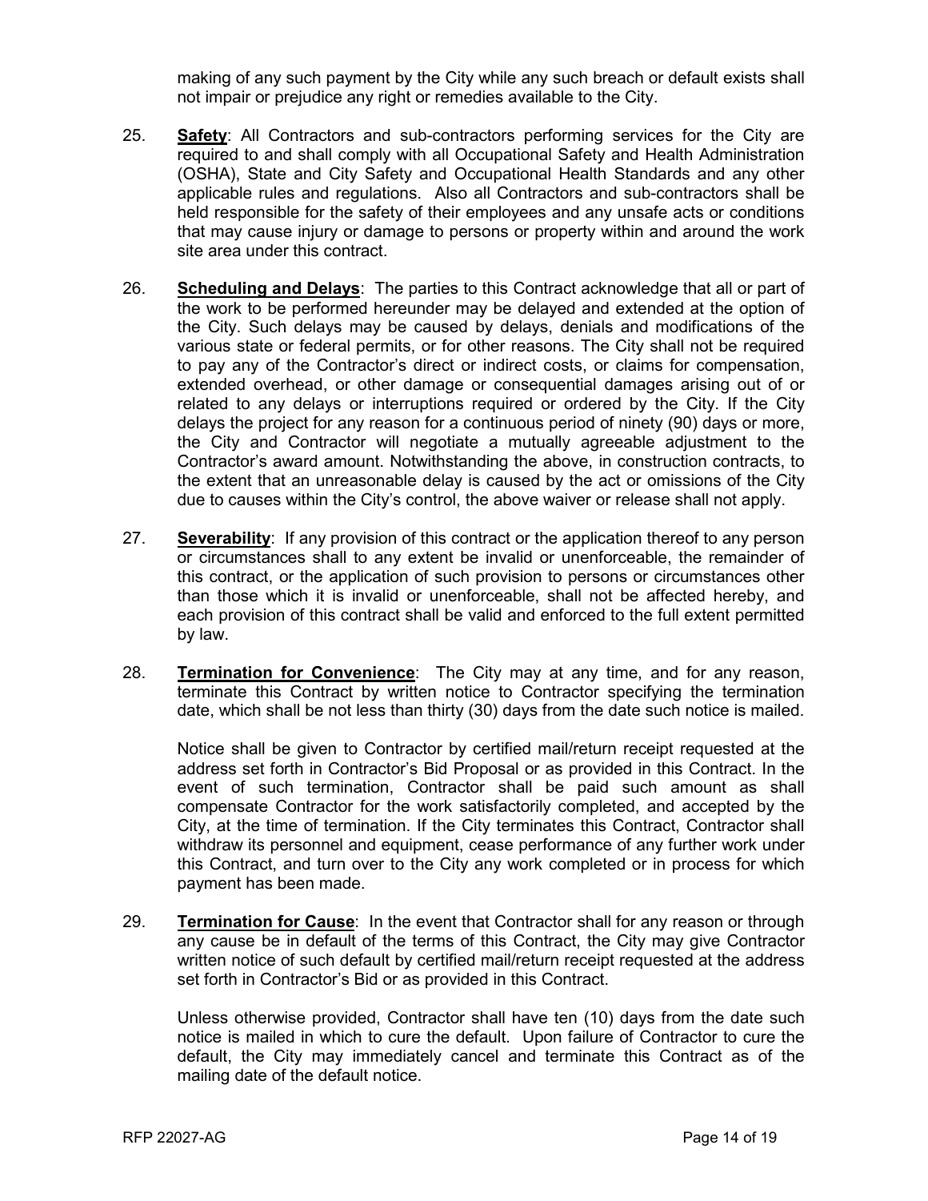making of any such payment by the City while any such breach or default exists shall not impair or prejudice any right or remedies available to the City.

25. **Safety**: All Contractors and sub-contractors performing services for the City are required to and shall comply with all Occupational Safety and Health Administration (OSHA), State and City Safety and Occupational Health Standards and any other applicable rules and regulations. Also all Contractors and sub-contractors shall be held responsible for the safety of their employees and any unsafe acts or conditions that may cause injury or damage to persons or property within and around the work site area under this contract.

26. **Scheduling and Delays**: The parties to this Contract acknowledge that all or part of the work to be performed hereunder may be delayed and extended at the option of the City. Such delays may be caused by delays, denials and modifications of the various state or federal permits, or for other reasons. The City shall not be required to pay any of the Contractor's direct or indirect costs, or claims for compensation, extended overhead, or other damage or consequential damages arising out of or related to any delays or interruptions required or ordered by the City. If the City delays the project for any reason for a continuous period of ninety (90) days or more, the City and Contractor will negotiate a mutually agreeable adjustment to the Contractor's award amount. Notwithstanding the above, in construction contracts, to the extent that an unreasonable delay is caused by the act or omissions of the City due to causes within the City's control, the above waiver or release shall not apply.

27. **Severability**: If any provision of this contract or the application thereof to any person or circumstances shall to any extent be invalid or unenforceable, the remainder of this contract, or the application of such provision to persons or circumstances other than those which it is invalid or unenforceable, shall not be affected hereby, and each provision of this contract shall be valid and enforced to the full extent permitted by law.

28. **Termination for Convenience**: The City may at any time, and for any reason, terminate this Contract by written notice to Contractor specifying the termination date, which shall be not less than thirty (30) days from the date such notice is mailed.

    Notice shall be given to Contractor by certified mail/return receipt requested at the address set forth in Contractor's Bid Proposal or as provided in this Contract. In the event of such termination, Contractor shall be paid such amount as shall compensate Contractor for the work satisfactorily completed, and accepted by the City, at the time of termination. If the City terminates this Contract, Contractor shall withdraw its personnel and equipment, cease performance of any further work under this Contract, and turn over to the City any work completed or in process for which payment has been made.

29. **Termination for Cause**: In the event that Contractor shall for any reason or through any cause be in default of the terms of this Contract, the City may give Contractor written notice of such default by certified mail/return receipt requested at the address set forth in Contractor's Bid or as provided in this Contract.

    Unless otherwise provided, Contractor shall have ten (10) days from the date such notice is mailed in which to cure the default. Upon failure of Contractor to cure the default, the City may immediately cancel and terminate this Contract as of the mailing date of the default notice.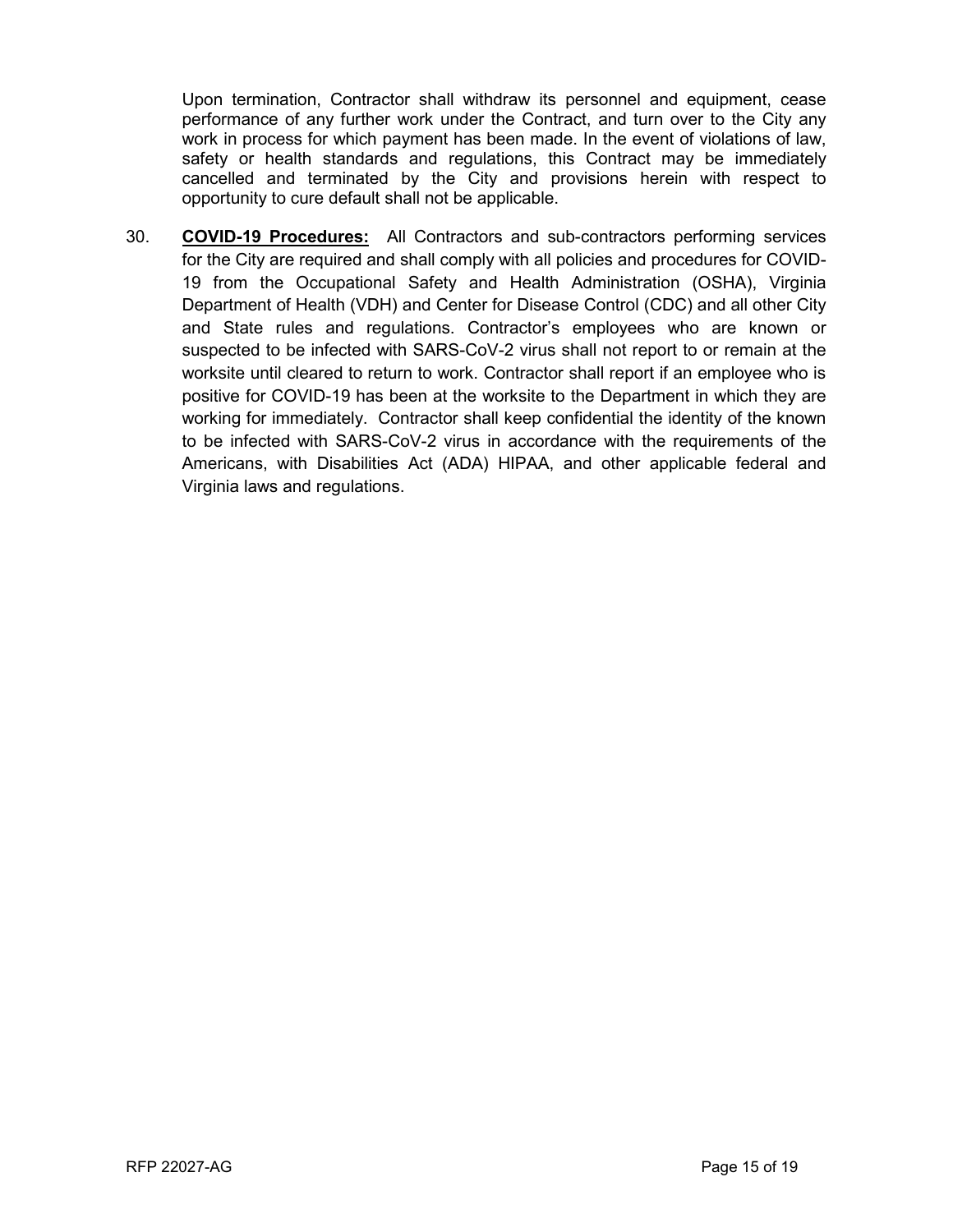Upon termination, Contractor shall withdraw its personnel and equipment, cease performance of any further work under the Contract, and turn over to the City any work in process for which payment has been made. In the event of violations of law, safety or health standards and regulations, this Contract may be immediately cancelled and terminated by the City and provisions herein with respect to opportunity to cure default shall not be applicable.

30. **COVID-19 Procedures:** All Contractors and sub-contractors performing services for the City are required and shall comply with all policies and procedures for COVID-19 from the Occupational Safety and Health Administration (OSHA), Virginia Department of Health (VDH) and Center for Disease Control (CDC) and all other City and State rules and regulations. Contractor's employees who are known or suspected to be infected with SARS-CoV-2 virus shall not report to or remain at the worksite until cleared to return to work. Contractor shall report if an employee who is positive for COVID-19 has been at the worksite to the Department in which they are working for immediately. Contractor shall keep confidential the identity of the known to be infected with SARS-CoV-2 virus in accordance with the requirements of the Americans, with Disabilities Act (ADA) HIPAA, and other applicable federal and Virginia laws and regulations.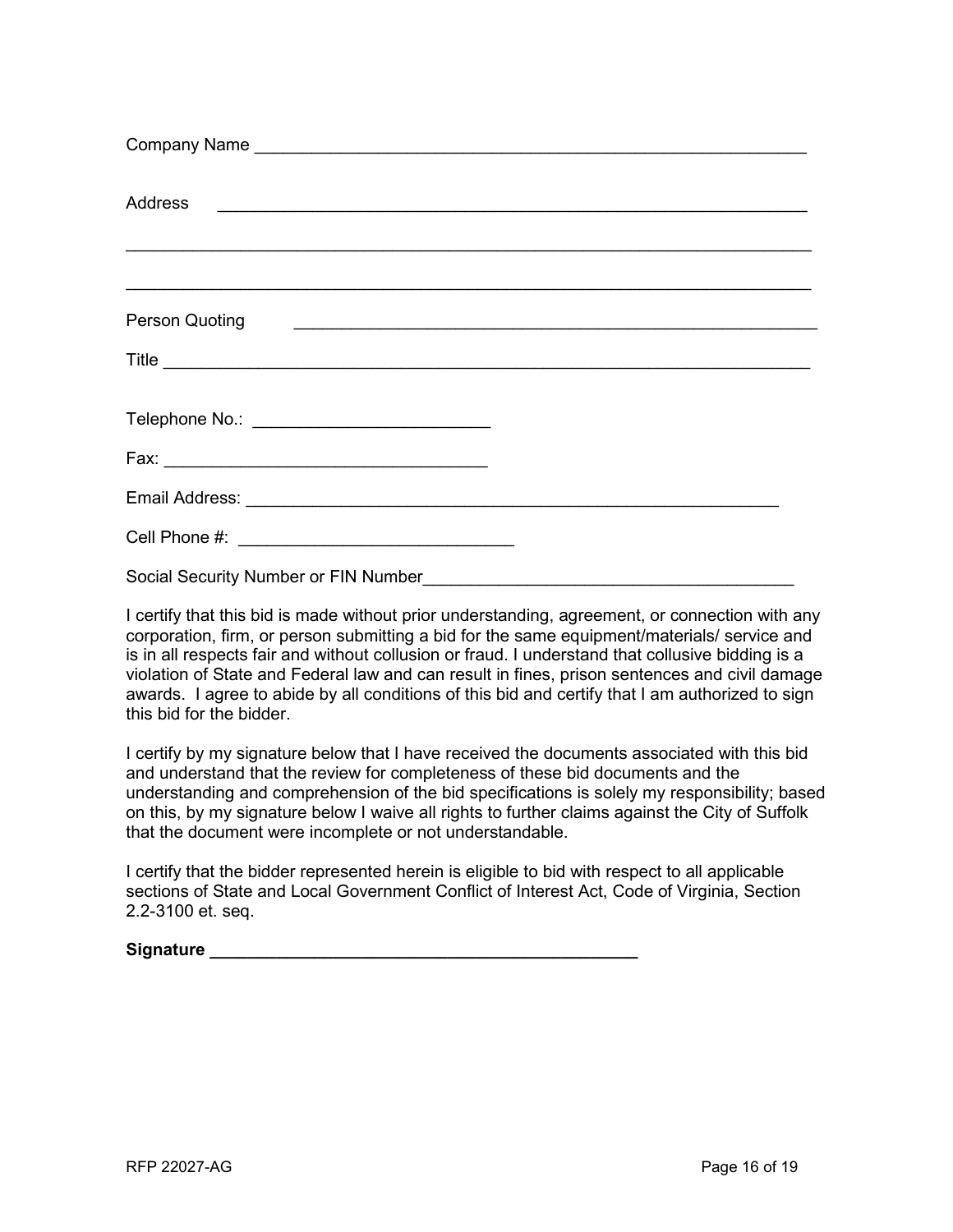Company Name ___________________________________________________________

Address ___________________________________________________________

___________________________________________________________________________

___________________________________________________________________________

Person Quoting ___________________________________________________________

Title _____________________________________________________________________

Telephone No.: _________________________

Fax: __________________________________

Email Address: __________________________________________________________

Cell Phone #: _____________________________

Social Security Number or FIN Number_______________________________________

I certify that this bid is made without prior understanding, agreement, or connection with any corporation, firm, or person submitting a bid for the same equipment/materials/ service and is in all respects fair and without collusion or fraud. I understand that collusive bidding is a violation of State and Federal law and can result in fines, prison sentences and civil damage awards. I agree to abide by all conditions of this bid and certify that I am authorized to sign this bid for the bidder.

I certify by my signature below that I have received the documents associated with this bid and understand that the review for completeness of these bid documents and the understanding and comprehension of the bid specifications is solely my responsibility; based on this, by my signature below I waive all rights to further claims against the City of Suffolk that the document were incomplete or not understandable.

I certify that the bidder represented herein is eligible to bid with respect to all applicable sections of State and Local Government Conflict of Interest Act, Code of Virginia, Section 2.2-3100 et. seq.

**Signature _______________________________________________**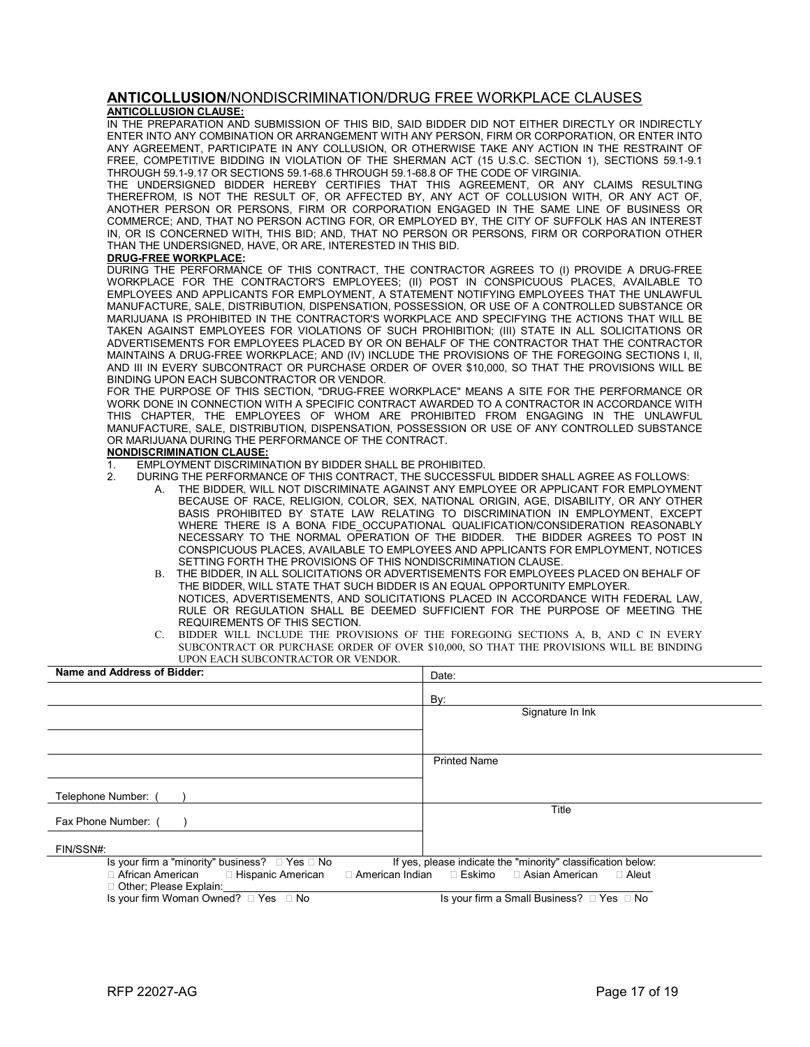## **ANTICOLLUSION**/NONDISCRIMINATION/DRUG FREE WORKPLACE CLAUSES

**ANTICOLLUSION CLAUSE:**

IN THE PREPARATION AND SUBMISSION OF THIS BID, SAID BIDDER DID NOT EITHER DIRECTLY OR INDIRECTLY ENTER INTO ANY COMBINATION OR ARRANGEMENT WITH ANY PERSON, FIRM OR CORPORATION, OR ENTER INTO ANY AGREEMENT, PARTICIPATE IN ANY COLLUSION, OR OTHERWISE TAKE ANY ACTION IN THE RESTRAINT OF FREE, COMPETITIVE BIDDING IN VIOLATION OF THE SHERMAN ACT (15 U.S.C. SECTION 1), SECTIONS 59.1-9.1 THROUGH 59.1-9.17 OR SECTIONS 59.1-68.6 THROUGH 59.1-68.8 OF THE CODE OF VIRGINIA.

THE UNDERSIGNED BIDDER HEREBY CERTIFIES THAT THIS AGREEMENT, OR ANY CLAIMS RESULTING THEREFROM, IS NOT THE RESULT OF, OR AFFECTED BY, ANY ACT OF COLLUSION WITH, OR ANY ACT OF, ANOTHER PERSON OR PERSONS, FIRM OR CORPORATION ENGAGED IN THE SAME LINE OF BUSINESS OR COMMERCE; AND, THAT NO PERSON ACTING FOR, OR EMPLOYED BY, THE CITY OF SUFFOLK HAS AN INTEREST IN, OR IS CONCERNED WITH, THIS BID; AND, THAT NO PERSON OR PERSONS, FIRM OR CORPORATION OTHER THAN THE UNDERSIGNED, HAVE, OR ARE, INTERESTED IN THIS BID.

**DRUG-FREE WORKPLACE:**

DURING THE PERFORMANCE OF THIS CONTRACT, THE CONTRACTOR AGREES TO (I) PROVIDE A DRUG-FREE WORKPLACE FOR THE CONTRACTOR'S EMPLOYEES; (II) POST IN CONSPICUOUS PLACES, AVAILABLE TO EMPLOYEES AND APPLICANTS FOR EMPLOYMENT, A STATEMENT NOTIFYING EMPLOYEES THAT THE UNLAWFUL MANUFACTURE, SALE, DISTRIBUTION, DISPENSATION, POSSESSION, OR USE OF A CONTROLLED SUBSTANCE OR MARIJUANA IS PROHIBITED IN THE CONTRACTOR'S WORKPLACE AND SPECIFYING THE ACTIONS THAT WILL BE TAKEN AGAINST EMPLOYEES FOR VIOLATIONS OF SUCH PROHIBITION; (III) STATE IN ALL SOLICITATIONS OR ADVERTISEMENTS FOR EMPLOYEES PLACED BY OR ON BEHALF OF THE CONTRACTOR THAT THE CONTRACTOR MAINTAINS A DRUG-FREE WORKPLACE; AND (IV) INCLUDE THE PROVISIONS OF THE FOREGOING SECTIONS I, II, AND III IN EVERY SUBCONTRACT OR PURCHASE ORDER OF OVER $10,000, SO THAT THE PROVISIONS WILL BE BINDING UPON EACH SUBCONTRACTOR OR VENDOR.

FOR THE PURPOSE OF THIS SECTION, "DRUG-FREE WORKPLACE" MEANS A SITE FOR THE PERFORMANCE OR WORK DONE IN CONNECTION WITH A SPECIFIC CONTRACT AWARDED TO A CONTRACTOR IN ACCORDANCE WITH THIS CHAPTER, THE EMPLOYEES OF WHOM ARE PROHIBITED FROM ENGAGING IN THE UNLAWFUL MANUFACTURE, SALE, DISTRIBUTION, DISPENSATION, POSSESSION OR USE OF ANY CONTROLLED SUBSTANCE OR MARIJUANA DURING THE PERFORMANCE OF THE CONTRACT.

**NONDISCRIMINATION CLAUSE:**

1. EMPLOYMENT DISCRIMINATION BY BIDDER SHALL BE PROHIBITED.
2. DURING THE PERFORMANCE OF THIS CONTRACT, THE SUCCESSFUL BIDDER SHALL AGREE AS FOLLOWS:
   A. THE BIDDER, WILL NOT DISCRIMINATE AGAINST ANY EMPLOYEE OR APPLICANT FOR EMPLOYMENT BECAUSE OF RACE, RELIGION, COLOR, SEX, NATIONAL ORIGIN, AGE, DISABILITY, OR ANY OTHER BASIS PROHIBITED BY STATE LAW RELATING TO DISCRIMINATION IN EMPLOYMENT, EXCEPT WHERE THERE IS A BONA FIDE_OCCUPATIONAL QUALIFICATION/CONSIDERATION REASONABLY NECESSARY TO THE NORMAL OPERATION OF THE BIDDER. THE BIDDER AGREES TO POST IN CONSPICUOUS PLACES, AVAILABLE TO EMPLOYEES AND APPLICANTS FOR EMPLOYMENT, NOTICES SETTING FORTH THE PROVISIONS OF THIS NONDISCRIMINATION CLAUSE.
   B. THE BIDDER, IN ALL SOLICITATIONS OR ADVERTISEMENTS FOR EMPLOYEES PLACED ON BEHALF OF THE BIDDER, WILL STATE THAT SUCH BIDDER IS AN EQUAL OPPORTUNITY EMPLOYER.
   NOTICES, ADVERTISEMENTS, AND SOLICITATIONS PLACED IN ACCORDANCE WITH FEDERAL LAW, RULE OR REGULATION SHALL BE DEEMED SUFFICIENT FOR THE PURPOSE OF MEETING THE REQUIREMENTS OF THIS SECTION.
   C. BIDDER WILL INCLUDE THE PROVISIONS OF THE FOREGOING SECTIONS A, B, AND C IN EVERY SUBCONTRACT OR PURCHASE ORDER OF OVER $10,000, SO THAT THE PROVISIONS WILL BE BINDING UPON EACH SUBCONTRACTOR OR VENDOR.

| **Name and Address of Bidder:** | Date: |
|---|---|
| | By: |
| | Signature In Ink |
| | |
| | Printed Name |
| Telephone Number: (    ) | |
| Fax Phone Number: (    ) | Title |
| FIN/SSN#: | |

Is your firm a "minority" business? ☐ Yes ☐ No    If yes, please indicate the "minority" classification below:

☐ African American  ☐ Hispanic American  ☐ American Indian  ☐ Eskimo  ☐ Asian American  ☐ Aleut

☐ Other; Please Explain:

Is your firm Woman Owned? ☐ Yes ☐ No    Is your firm a Small Business? ☐ Yes ☐ No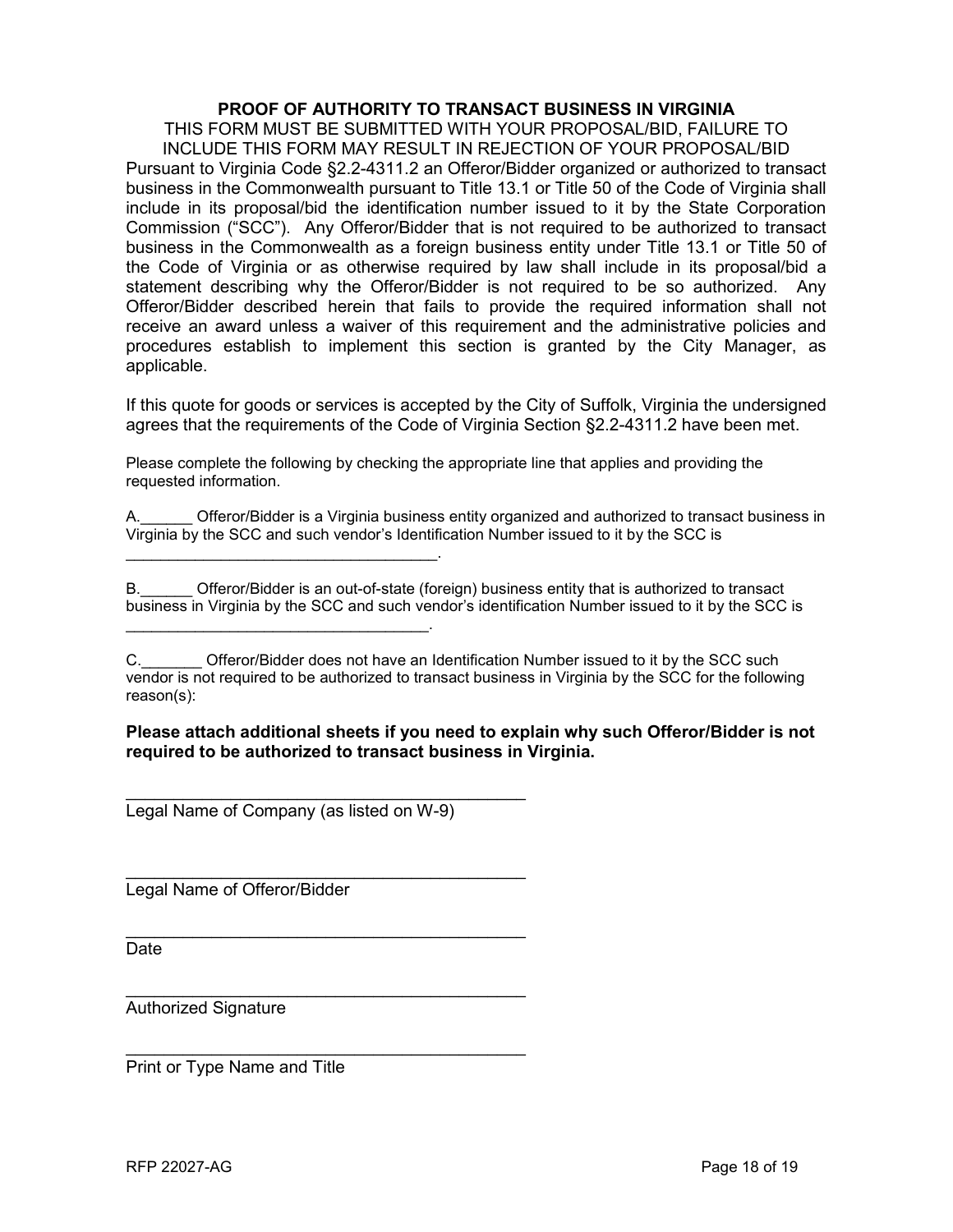# PROOF OF AUTHORITY TO TRANSACT BUSINESS IN VIRGINIA

THIS FORM MUST BE SUBMITTED WITH YOUR PROPOSAL/BID, FAILURE TO INCLUDE THIS FORM MAY RESULT IN REJECTION OF YOUR PROPOSAL/BID

Pursuant to Virginia Code §2.2-4311.2 an Offeror/Bidder organized or authorized to transact business in the Commonwealth pursuant to Title 13.1 or Title 50 of the Code of Virginia shall include in its proposal/bid the identification number issued to it by the State Corporation Commission ("SCC"). Any Offeror/Bidder that is not required to be authorized to transact business in the Commonwealth as a foreign business entity under Title 13.1 or Title 50 of the Code of Virginia or as otherwise required by law shall include in its proposal/bid a statement describing why the Offeror/Bidder is not required to be so authorized. Any Offeror/Bidder described herein that fails to provide the required information shall not receive an award unless a waiver of this requirement and the administrative policies and procedures establish to implement this section is granted by the City Manager, as applicable.

If this quote for goods or services is accepted by the City of Suffolk, Virginia the undersigned agrees that the requirements of the Code of Virginia Section §2.2-4311.2 have been met.

Please complete the following by checking the appropriate line that applies and providing the requested information.

A.______ Offeror/Bidder is a Virginia business entity organized and authorized to transact business in Virginia by the SCC and such vendor's Identification Number issued to it by the SCC is ___________________________________.

B.______ Offeror/Bidder is an out-of-state (foreign) business entity that is authorized to transact business in Virginia by the SCC and such vendor's identification Number issued to it by the SCC is ___________________________________.

C._______ Offeror/Bidder does not have an Identification Number issued to it by the SCC such vendor is not required to be authorized to transact business in Virginia by the SCC for the following reason(s):

**Please attach additional sheets if you need to explain why such Offeror/Bidder is not required to be authorized to transact business in Virginia.**

___________________________________________
Legal Name of Company (as listed on W-9)

___________________________________________
Legal Name of Offeror/Bidder

___________________________________________
Date

___________________________________________
Authorized Signature

___________________________________________
Print or Type Name and Title

RFP 22027-AG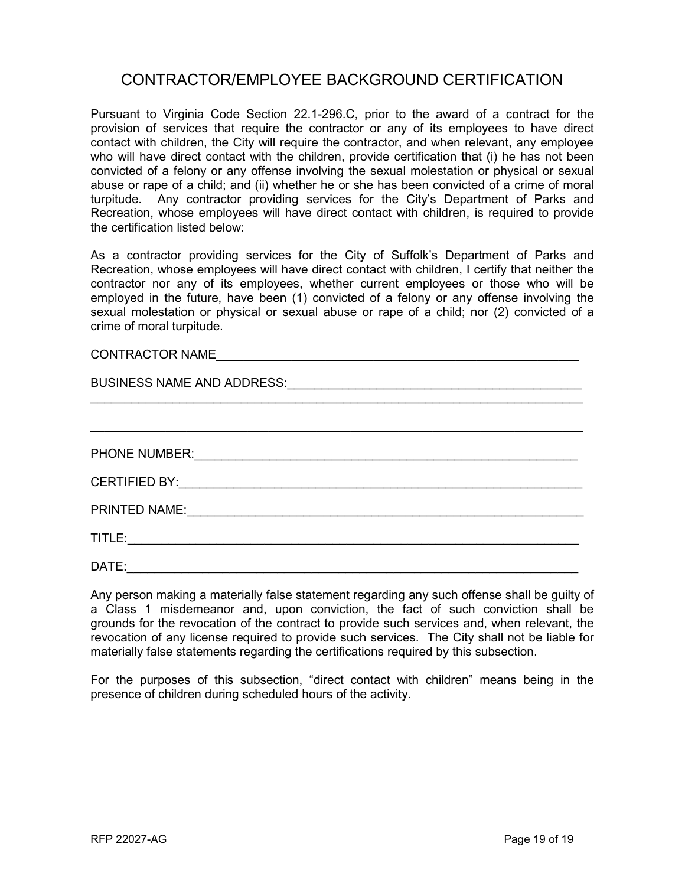# CONTRACTOR/EMPLOYEE BACKGROUND CERTIFICATION

Pursuant to Virginia Code Section 22.1-296.C, prior to the award of a contract for the provision of services that require the contractor or any of its employees to have direct contact with children, the City will require the contractor, and when relevant, any employee who will have direct contact with the children, provide certification that (i) he has not been convicted of a felony or any offense involving the sexual molestation or physical or sexual abuse or rape of a child; and (ii) whether he or she has been convicted of a crime of moral turpitude. Any contractor providing services for the City's Department of Parks and Recreation, whose employees will have direct contact with children, is required to provide the certification listed below:

As a contractor providing services for the City of Suffolk's Department of Parks and Recreation, whose employees will have direct contact with children, I certify that neither the contractor nor any of its employees, whether current employees or those who will be employed in the future, have been (1) convicted of a felony or any offense involving the sexual molestation or physical or sexual abuse or rape of a child; nor (2) convicted of a crime of moral turpitude.

CONTRACTOR NAME_______________________________________________________

BUSINESS NAME AND ADDRESS:___________________________________________

___________________________________________________________________________

___________________________________________________________________________

PHONE NUMBER:_______________________________________________________

CERTIFIED BY:_________________________________________________________

PRINTED NAME:________________________________________________________

TITLE:_______________________________________________________________

DATE:_______________________________________________________________

Any person making a materially false statement regarding any such offense shall be guilty of a Class 1 misdemeanor and, upon conviction, the fact of such conviction shall be grounds for the revocation of the contract to provide such services and, when relevant, the revocation of any license required to provide such services. The City shall not be liable for materially false statements regarding the certifications required by this subsection.

For the purposes of this subsection, "direct contact with children" means being in the presence of children during scheduled hours of the activity.

RFP 22027-AG